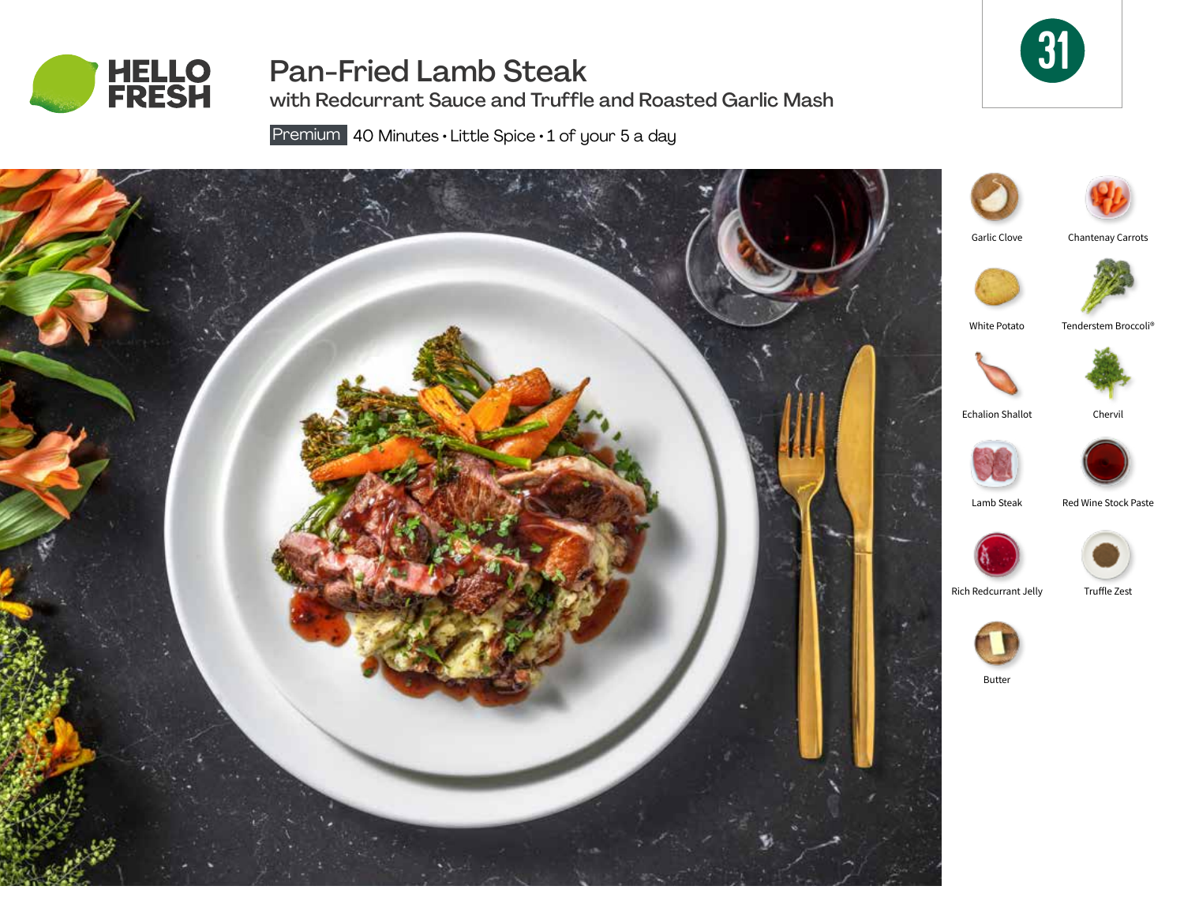HELLO FRESH

# Pan-Fried Lamb Steak

## with Redcurrant Sauce and Truffle and Roasted Garlic Mash

Premium 40 Minutes • Little Spice • 1 of your 5 a day

31

- Garlic Clove
- Chantenay Carrots
- White Potato
- Tenderstem Broccoli®
- Echalion Shallot
- Chervil
- Lamb Steak
- Red Wine Stock Paste
- Rich Redcurrant Jelly
- Truffle Zest
- Butter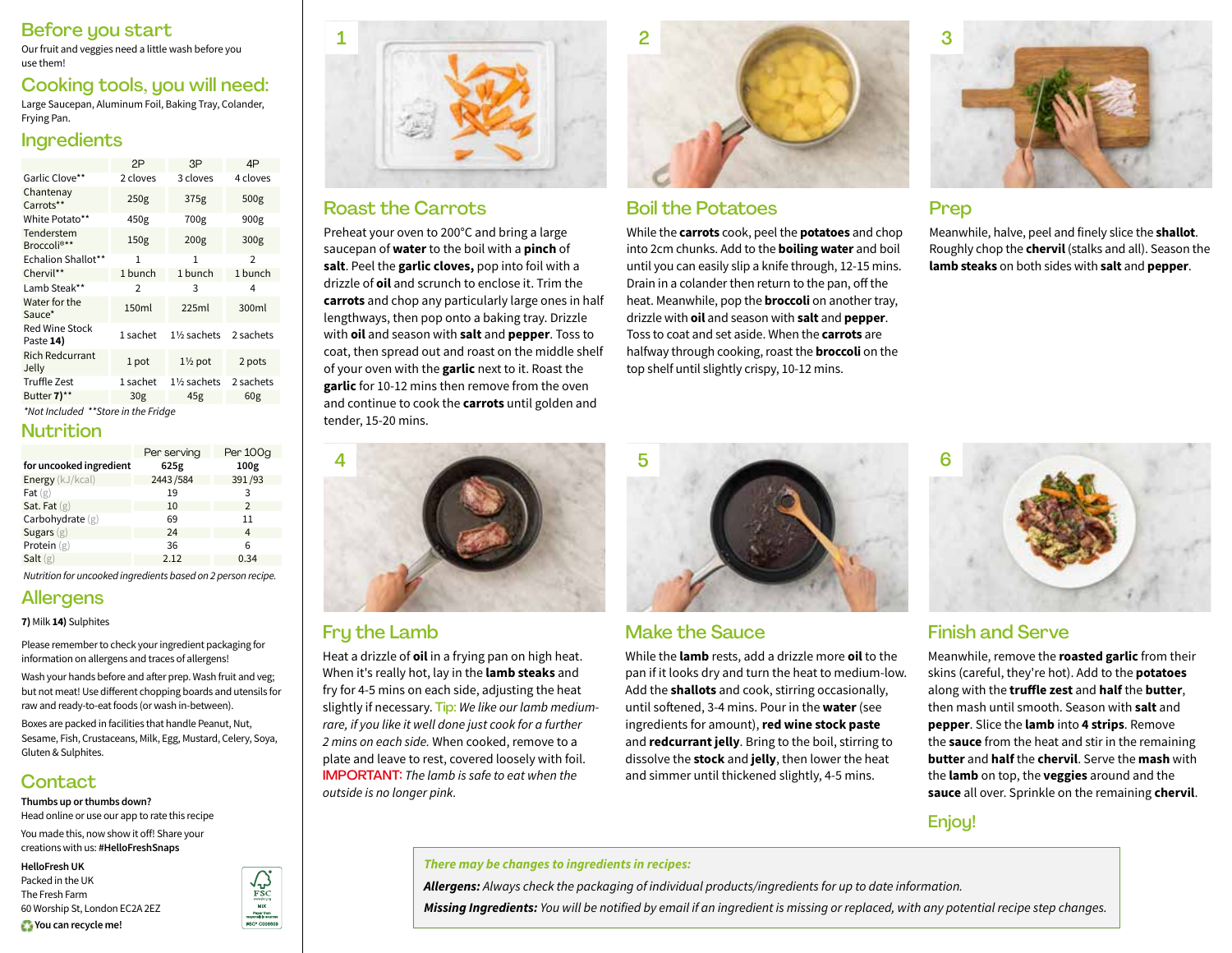## Before you start

Our fruit and veggies need a little wash before you use them!

## Cooking tools, you will need:

Large Saucepan, Aluminum Foil, Baking Tray, Colander, Frying Pan.

## Ingredients

| | 2P | 3P | 4P |
|---|---|---|---|
| Garlic Clove** | 2 cloves | 3 cloves | 4 cloves |
| Chantenay Carrots** | 250g | 375g | 500g |
| White Potato** | 450g | 700g | 900g |
| Tenderstem Broccoli®** | 150g | 200g | 300g |
| Echalion Shallot** | 1 | 1 | 2 |
| Chervil** | 1 bunch | 1 bunch | 1 bunch |
| Lamb Steak** | 2 | 3 | 4 |
| Water for the Sauce* | 150ml | 225ml | 300ml |
| Red Wine Stock Paste **14)** | 1 sachet | 1½ sachets | 2 sachets |
| Rich Redcurrant Jelly | 1 pot | 1½ pot | 2 pots |
| Truffle Zest | 1 sachet | 1½ sachets | 2 sachets |
| Butter **7)**** | 30g | 45g | 60g |

*\*Not Included \*\*Store in the Fridge*

## Nutrition

| | Per serving | Per 100g |
|---|---|---|
| **for uncooked ingredient** | **625g** | **100g** |
| Energy (kJ/kcal) | 2443 /584 | 391 /93 |
| Fat (g) | 19 | 3 |
| Sat. Fat (g) | 10 | 2 |
| Carbohydrate (g) | 69 | 11 |
| Sugars (g) | 24 | 4 |
| Protein (g) | 36 | 6 |
| Salt (g) | 2.12 | 0.34 |

*Nutrition for uncooked ingredients based on 2 person recipe.*

## Allergens

**7)** Milk **14)** Sulphites

Please remember to check your ingredient packaging for information on allergens and traces of allergens!

Wash your hands before and after prep. Wash fruit and veg; but not meat! Use different chopping boards and utensils for raw and ready-to-eat foods (or wash in-between).

Boxes are packed in facilities that handle Peanut, Nut, Sesame, Fish, Crustaceans, Milk, Egg, Mustard, Celery, Soya, Gluten & Sulphites.

## Contact

**Thumbs up or thumbs down?**
Head online or use our app to rate this recipe

You made this, now show it off! Share your creations with us: **#HelloFreshSnaps**

**HelloFresh UK**
Packed in the UK
The Fresh Farm
60 Worship St, London EC2A 2EZ
**You can recycle me!**

## 1 Roast the Carrots

Preheat your oven to 200°C and bring a large saucepan of **water** to the boil with a **pinch** of **salt**. Peel the **garlic cloves,** pop into foil with a drizzle of **oil** and scrunch to enclose it. Trim the **carrots** and chop any particularly large ones in half lengthways, then pop onto a baking tray. Drizzle with **oil** and season with **salt** and **pepper**. Toss to coat, then spread out and roast on the middle shelf of your oven with the **garlic** next to it. Roast the **garlic** for 10-12 mins then remove from the oven and continue to cook the **carrots** until golden and tender, 15-20 mins.

## 2 Boil the Potatoes

While the **carrots** cook, peel the **potatoes** and chop into 2cm chunks. Add to the **boiling water** and boil until you can easily slip a knife through, 12-15 mins. Drain in a colander then return to the pan, off the heat. Meanwhile, pop the **broccoli** on another tray, drizzle with **oil** and season with **salt** and **pepper**. Toss to coat and set aside. When the **carrots** are halfway through cooking, roast the **broccoli** on the top shelf until slightly crispy, 10-12 mins.

## 3 Prep

Meanwhile, halve, peel and finely slice the **shallot**. Roughly chop the **chervil** (stalks and all). Season the **lamb steaks** on both sides with **salt** and **pepper**.

## 4 Fry the Lamb

Heat a drizzle of **oil** in a frying pan on high heat. When it's really hot, lay in the **lamb steaks** and fry for 4-5 mins on each side, adjusting the heat slightly if necessary. Tip: *We like our lamb medium-rare, if you like it well done just cook for a further 2 mins on each side.* When cooked, remove to a plate and leave to rest, covered loosely with foil. IMPORTANT: *The lamb is safe to eat when the outside is no longer pink.*

## 5 Make the Sauce

While the **lamb** rests, add a drizzle more **oil** to the pan if it looks dry and turn the heat to medium-low. Add the **shallots** and cook, stirring occasionally, until softened, 3-4 mins. Pour in the **water** (see ingredients for amount), **red wine stock paste** and **redcurrant jelly**. Bring to the boil, stirring to dissolve the **stock** and **jelly**, then lower the heat and simmer until thickened slightly, 4-5 mins.

## 6 Finish and Serve

Meanwhile, remove the **roasted garlic** from their skins (careful, they're hot). Add to the **potatoes** along with the **truffle zest** and **half** the **butter**, then mash until smooth. Season with **salt** and **pepper**. Slice the **lamb** into **4 strips**. Remove the **sauce** from the heat and stir in the remaining **butter** and **half** the **chervil**. Serve the **mash** with the **lamb** on top, the **veggies** around and the **sauce** all over. Sprinkle on the remaining **chervil**.

## Enjoy!

***There may be changes to ingredients in recipes:***

***Allergens:*** *Always check the packaging of individual products/ingredients for up to date information.*

***Missing Ingredients:*** *You will be notified by email if an ingredient is missing or replaced, with any potential recipe step changes.*